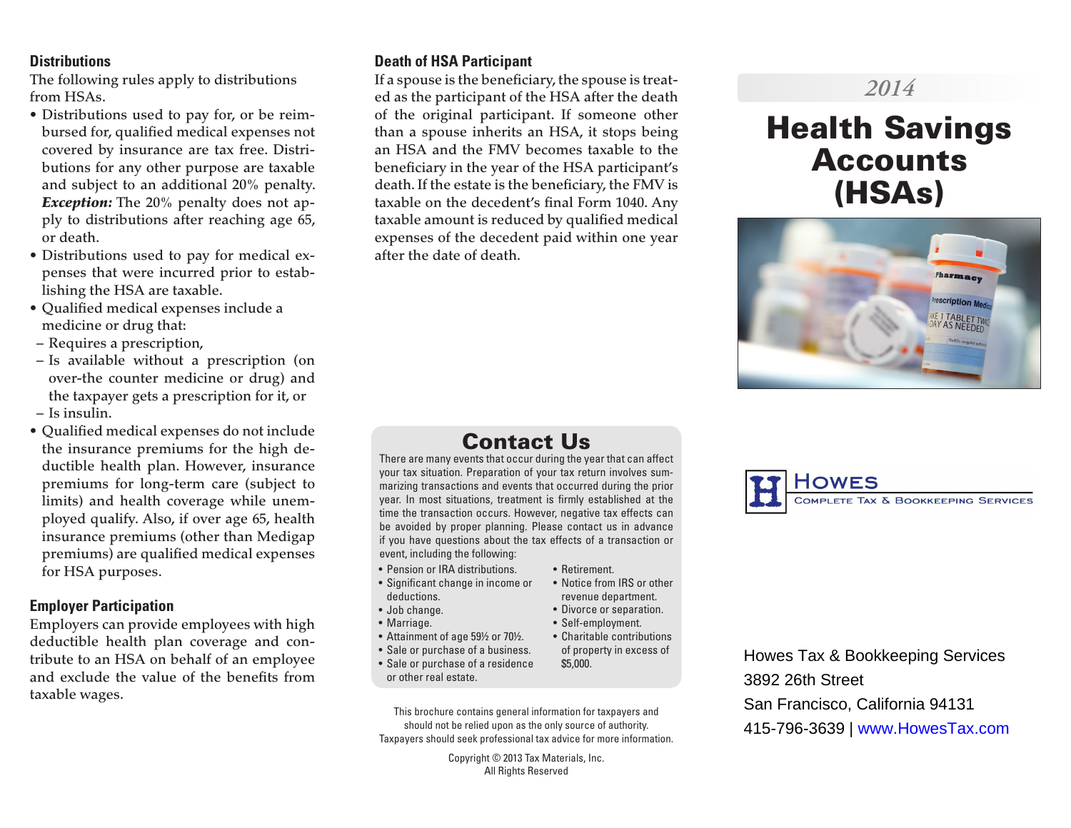## Distributions

The following rules apply to distributions from HSAs.

- Distributions used to pay for, or be reimbursed for, qualified medical expenses not covered by insurance are tax free. Distributions for any other purpose are taxable and subject to an additional 20% penalty. ***Exception:*** The 20% penalty does not apply to distributions after reaching age 65, or death.
- Distributions used to pay for medical expenses that were incurred prior to establishing the HSA are taxable.
- Qualified medical expenses include a medicine or drug that:
  - Requires a prescription,
  - Is available without a prescription (on over-the counter medicine or drug) and the taxpayer gets a prescription for it, or
  - Is insulin.
- Qualified medical expenses do not include the insurance premiums for the high deductible health plan. However, insurance premiums for long-term care (subject to limits) and health coverage while unemployed qualify. Also, if over age 65, health insurance premiums (other than Medigap premiums) are qualified medical expenses for HSA purposes.

## Employer Participation

Employers can provide employees with high deductible health plan coverage and contribute to an HSA on behalf of an employee and exclude the value of the benefits from taxable wages.

## Death of HSA Participant

If a spouse is the beneficiary, the spouse is treated as the participant of the HSA after the death of the original participant. If someone other than a spouse inherits an HSA, it stops being an HSA and the FMV becomes taxable to the beneficiary in the year of the HSA participant's death. If the estate is the beneficiary, the FMV is taxable on the decedent's final Form 1040. Any taxable amount is reduced by qualified medical expenses of the decedent paid within one year after the date of death.

## Contact Us

There are many events that occur during the year that can affect your tax situation. Preparation of your tax return involves summarizing transactions and events that occurred during the prior year. In most situations, treatment is firmly established at the time the transaction occurs. However, negative tax effects can be avoided by proper planning. Please contact us in advance if you have questions about the tax effects of a transaction or event, including the following:

- Pension or IRA distributions.
- Significant change in income or deductions.
- Job change.
- Marriage.
- Attainment of age 59½ or 70½.
- Sale or purchase of a business.
- Sale or purchase of a residence or other real estate.
- Retirement.
- Notice from IRS or other revenue department.
- Divorce or separation.
- Self-employment.
- Charitable contributions of property in excess of $5,000.

This brochure contains general information for taxpayers and should not be relied upon as the only source of authority. Taxpayers should seek professional tax advice for more information.

Copyright © 2013 Tax Materials, Inc.
All Rights Reserved

*2014*

# Health Savings Accounts (HSAs)

**Howes**
Complete Tax & Bookkeeping Services

Howes Tax & Bookkeeping Services
3892 26th Street
San Francisco, California 94131
415-796-3639 | www.HowesTax.com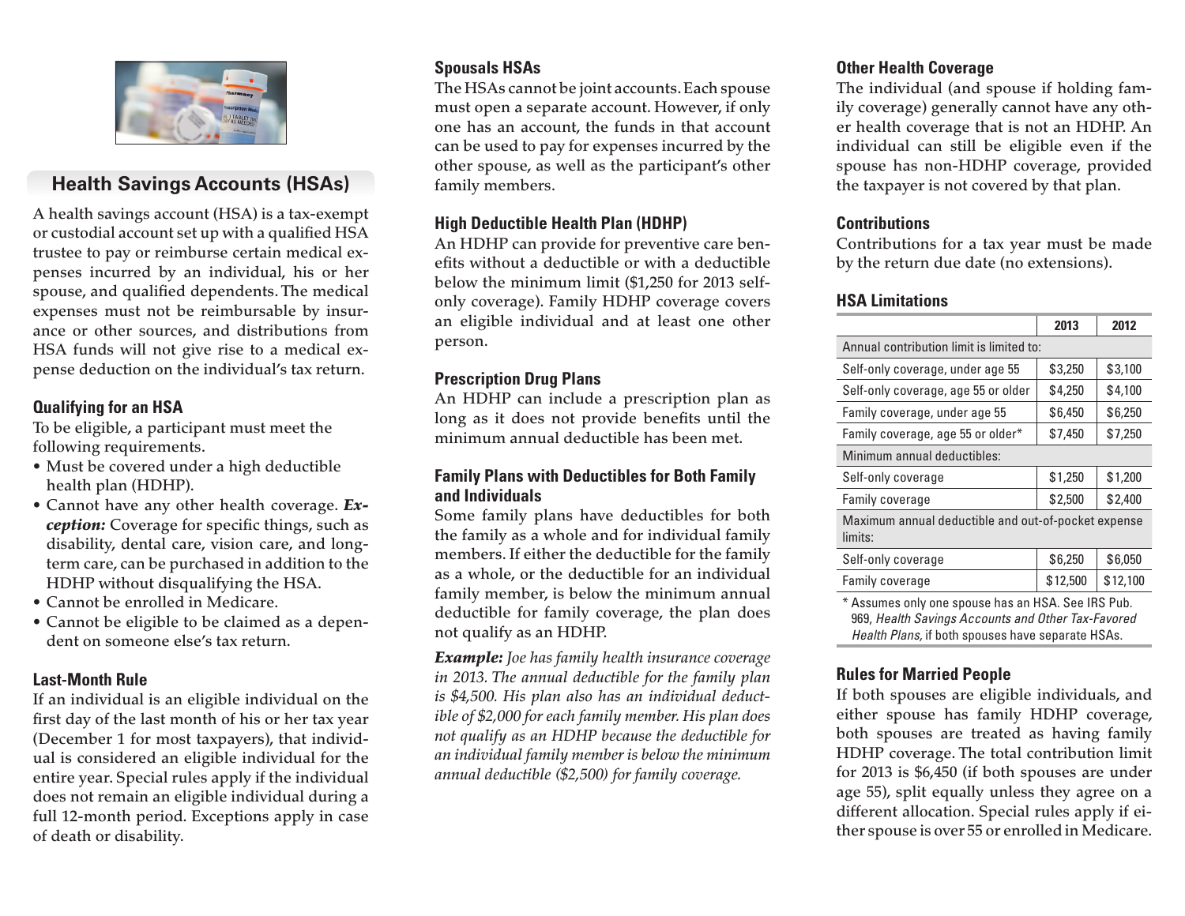## Health Savings Accounts (HSAs)

A health savings account (HSA) is a tax-exempt or custodial account set up with a qualified HSA trustee to pay or reimburse certain medical expenses incurred by an individual, his or her spouse, and qualified dependents. The medical expenses must not be reimbursable by insurance or other sources, and distributions from HSA funds will not give rise to a medical expense deduction on the individual's tax return.

### Qualifying for an HSA

To be eligible, a participant must meet the following requirements.

- Must be covered under a high deductible health plan (HDHP).
- Cannot have any other health coverage. ***Exception:*** Coverage for specific things, such as disability, dental care, vision care, and long-term care, can be purchased in addition to the HDHP without disqualifying the HSA.
- Cannot be enrolled in Medicare.
- Cannot be eligible to be claimed as a dependent on someone else's tax return.

### Last-Month Rule

If an individual is an eligible individual on the first day of the last month of his or her tax year (December 1 for most taxpayers), that individual is considered an eligible individual for the entire year. Special rules apply if the individual does not remain an eligible individual during a full 12-month period. Exceptions apply in case of death or disability.

### Spousals HSAs

The HSAs cannot be joint accounts. Each spouse must open a separate account. However, if only one has an account, the funds in that account can be used to pay for expenses incurred by the other spouse, as well as the participant's other family members.

### High Deductible Health Plan (HDHP)

An HDHP can provide for preventive care benefits without a deductible or with a deductible below the minimum limit ($1,250 for 2013 self-only coverage). Family HDHP coverage covers an eligible individual and at least one other person.

### Prescription Drug Plans

An HDHP can include a prescription plan as long as it does not provide benefits until the minimum annual deductible has been met.

### Family Plans with Deductibles for Both Family and Individuals

Some family plans have deductibles for both the family as a whole and for individual family members. If either the deductible for the family as a whole, or the deductible for an individual family member, is below the minimum annual deductible for family coverage, the plan does not qualify as an HDHP.

***Example:*** *Joe has family health insurance coverage in 2013. The annual deductible for the family plan is $4,500. His plan also has an individual deductible of $2,000 for each family member. His plan does not qualify as an HDHP because the deductible for an individual family member is below the minimum annual deductible ($2,500) for family coverage.*

### Other Health Coverage

The individual (and spouse if holding family coverage) generally cannot have any other health coverage that is not an HDHP. An individual can still be eligible even if the spouse has non-HDHP coverage, provided the taxpayer is not covered by that plan.

### Contributions

Contributions for a tax year must be made by the return due date (no extensions).

### HSA Limitations

| | 2013 | 2012 |
|---|---|---|
| Annual contribution limit is limited to: | | |
| Self-only coverage, under age 55 | $3,250 | $3,100 |
| Self-only coverage, age 55 or older | $4,250 | $4,100 |
| Family coverage, under age 55 | $6,450 | $6,250 |
| Family coverage, age 55 or older* | $7,450 | $7,250 |
| Minimum annual deductibles: | | |
| Self-only coverage | $1,250 | $1,200 |
| Family coverage | $2,500 | $2,400 |
| Maximum annual deductible and out-of-pocket expense limits: | | |
| Self-only coverage | $6,250 | $6,050 |
| Family coverage | $12,500 | $12,100 |

\* Assumes only one spouse has an HSA. See IRS Pub. 969, *Health Savings Accounts and Other Tax-Favored Health Plans,* if both spouses have separate HSAs.

### Rules for Married People

If both spouses are eligible individuals, and either spouse has family HDHP coverage, both spouses are treated as having family HDHP coverage. The total contribution limit for 2013 is $6,450 (if both spouses are under age 55), split equally unless they agree on a different allocation. Special rules apply if either spouse is over 55 or enrolled in Medicare.